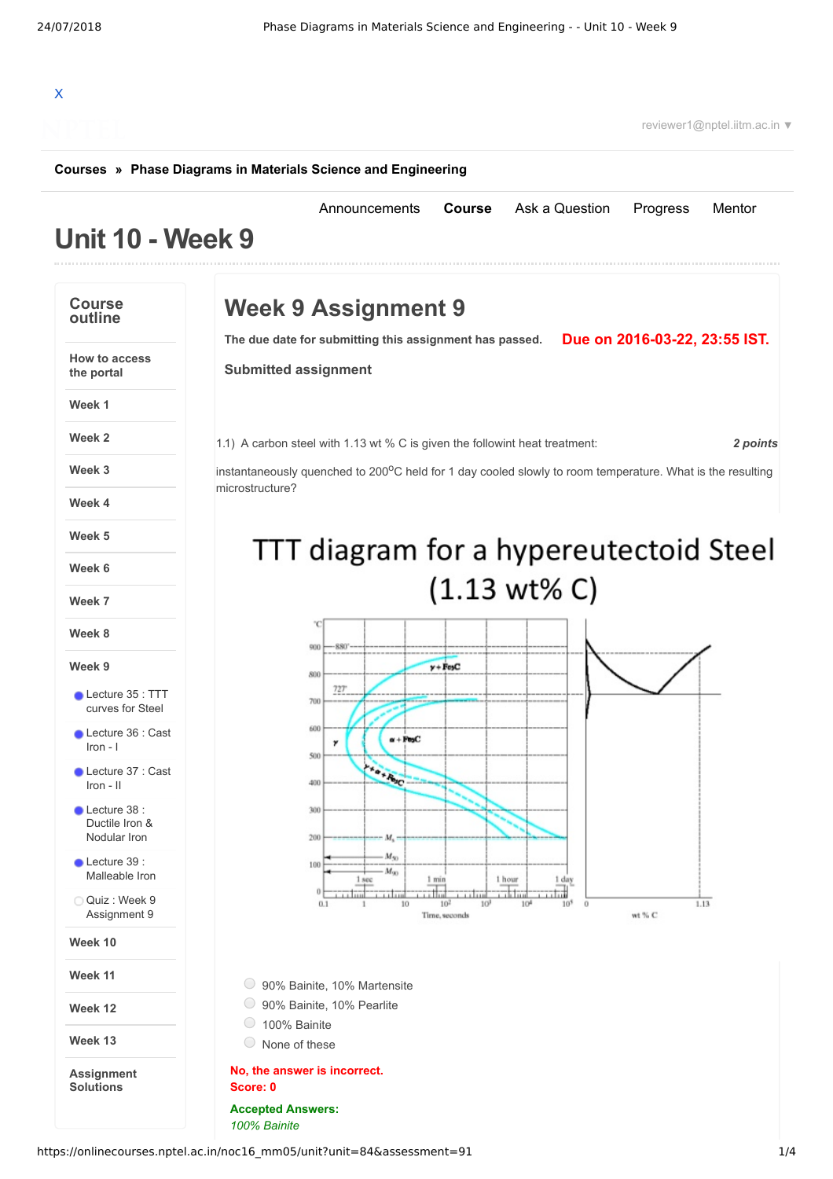Courses » Phase Diagrams in Materials Science and Engineering

Announcements | Course | Ask a Question | Progress | Mentor

# Unit 10 - Week 9

**Course outline**

- How to access the portal
- Week 1
- Week 2
- Week 3
- Week 4
- Week 5
- Week 6
- Week 7
- Week 8
- Week 9
  - Lecture 35 : TTT curves for Steel
  - Lecture 36 : Cast Iron - I
  - Lecture 37 : Cast Iron - II
  - Lecture 38 : Ductile Iron & Nodular Iron
  - Lecture 39 : Malleable Iron
  - Quiz : Week 9 Assignment 9
- Week 10
- Week 11
- Week 12
- Week 13
- Assignment Solutions

## Week 9 Assignment 9

The due date for submitting this assignment has passed. **Due on 2016-03-22, 23:55 IST.**

**Submitted assignment**

1.1) A carbon steel with 1.13 wt % C is given the followint heat treatment: *2 points*

instantaneously quenched to 200°C held for 1 day cooled slowly to room temperature. What is the resulting microstructure?

TTT diagram for a hypereutectoid Steel (1.13 wt% C)

- 90% Bainite, 10% Martensite
- 90% Bainite, 10% Pearlite
- 100% Bainite
- None of these

**No, the answer is incorrect.**
**Score: 0**

**Accepted Answers:**
*100% Bainite*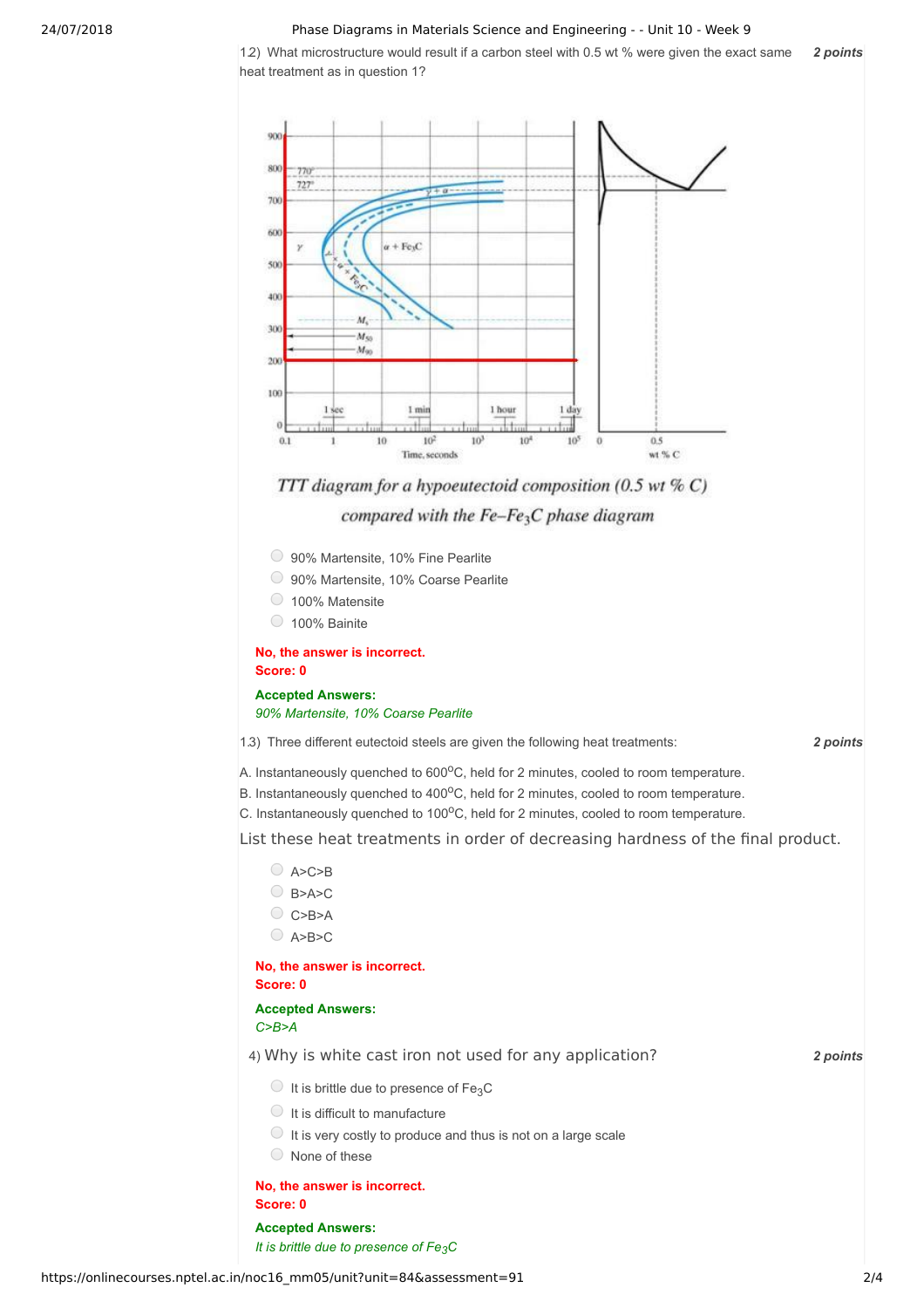12) What microstructure would result if a carbon steel with 0.5 wt % were given the exact same heat treatment as in question 1? **2 points**

*TTT diagram for a hypoeutectoid composition (0.5 wt % C) compared with the Fe–$Fe_3C$ phase diagram*

- 90% Martensite, 10% Fine Pearlite
- 90% Martensite, 10% Coarse Pearlite
- 100% Matensite
- 100% Bainite

**No, the answer is incorrect.**
**Score: 0**

**Accepted Answers:**
*90% Martensite, 10% Coarse Pearlite*

13) Three different eutectoid steels are given the following heat treatments: **2 points**

A. Instantaneously quenched to 600$^{o}$C, held for 2 minutes, cooled to room temperature.
B. Instantaneously quenched to 400$^{o}$C, held for 2 minutes, cooled to room temperature.
C. Instantaneously quenched to 100$^{o}$C, held for 2 minutes, cooled to room temperature.

List these heat treatments in order of decreasing hardness of the final product.

- A>C>B
- B>A>C
- C>B>A
- A>B>C

**No, the answer is incorrect.**
**Score: 0**

**Accepted Answers:**
*C>B>A*

4) Why is white cast iron not used for any application? **2 points**

- It is brittle due to presence of $Fe_3C$
- It is difficult to manufacture
- It is very costly to produce and thus is not on a large scale
- None of these

**No, the answer is incorrect.**
**Score: 0**

**Accepted Answers:**
*It is brittle due to presence of $Fe_3C$*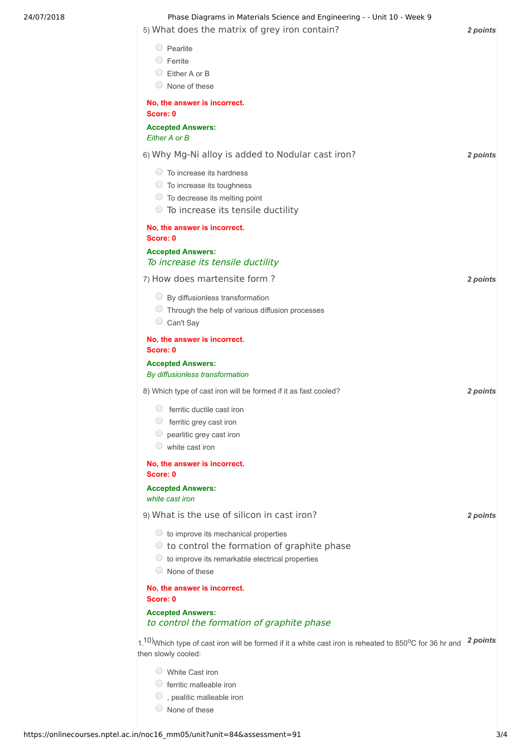5) What does the matrix of grey iron contain? **2 points**

- Pearlite
- Ferrite
- Either A or B
- None of these

**No, the answer is incorrect.**
**Score: 0**

**Accepted Answers:**
*Either A or B*

6) Why Mg-Ni alloy is added to Nodular cast iron? **2 points**

- To increase its hardness
- To increase its toughness
- To decrease its melting point
- To increase its tensile ductility

**No, the answer is incorrect.**
**Score: 0**

**Accepted Answers:**
*To increase its tensile ductility*

7) How does martensite form ? **2 points**

- By diffusionless transformation
- Through the help of various diffusion processes
- Can't Say

**No, the answer is incorrect.**
**Score: 0**

**Accepted Answers:**
*By diffusionless transformation*

8) Which type of cast iron will be formed if it as fast cooled? **2 points**

- ferritic ductile cast iron
- ferritic grey cast iron
- pearlitic grey cast iron
- white cast iron

**No, the answer is incorrect.**
**Score: 0**

**Accepted Answers:**
*white cast iron*

9) What is the use of silicon in cast iron? **2 points**

- to improve its mechanical properties
- to control the formation of graphite phase
- to improve its remarkable electrical properties
- None of these

**No, the answer is incorrect.**
**Score: 0**

**Accepted Answers:**
*to control the formation of graphite phase*

1.10) Which type of cast iron will be formed if it a white cast iron is reheated to 850$^{o}$C for 36 hr and then slowly cooled: **2 points**

- White Cast iron
- ferritic malleable iron
- , pealitic malleable iron
- None of these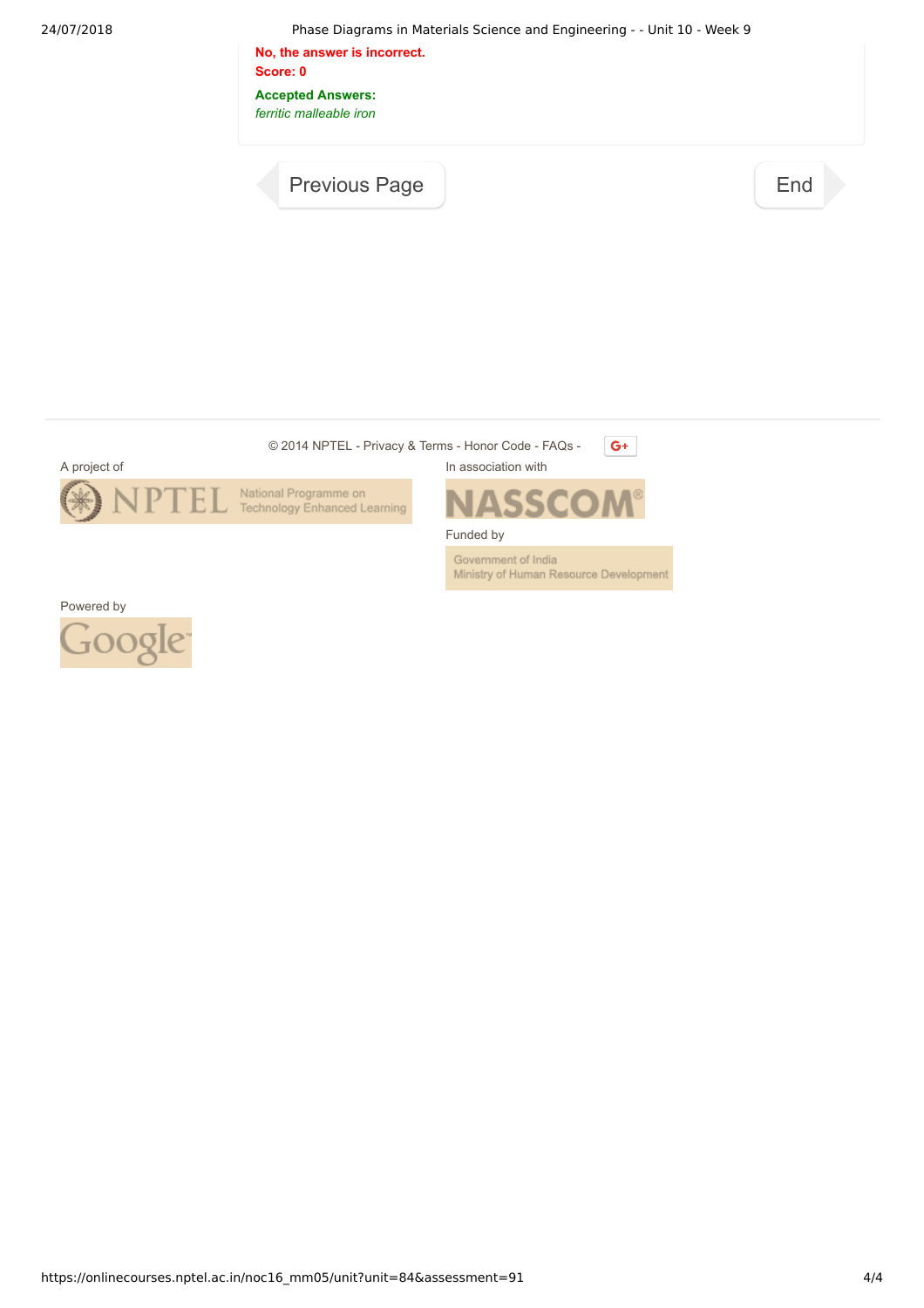**No, the answer is incorrect.**
**Score: 0**

**Accepted Answers:**
*ferritic malleable iron*

Previous Page

End

© 2014 NPTEL - Privacy & Terms - Honor Code - FAQs -

A project of

NPTEL National Programme on Technology Enhanced Learning

In association with

NASSCOM®

Funded by

Government of India
Ministry of Human Resource Development

Powered by

Google